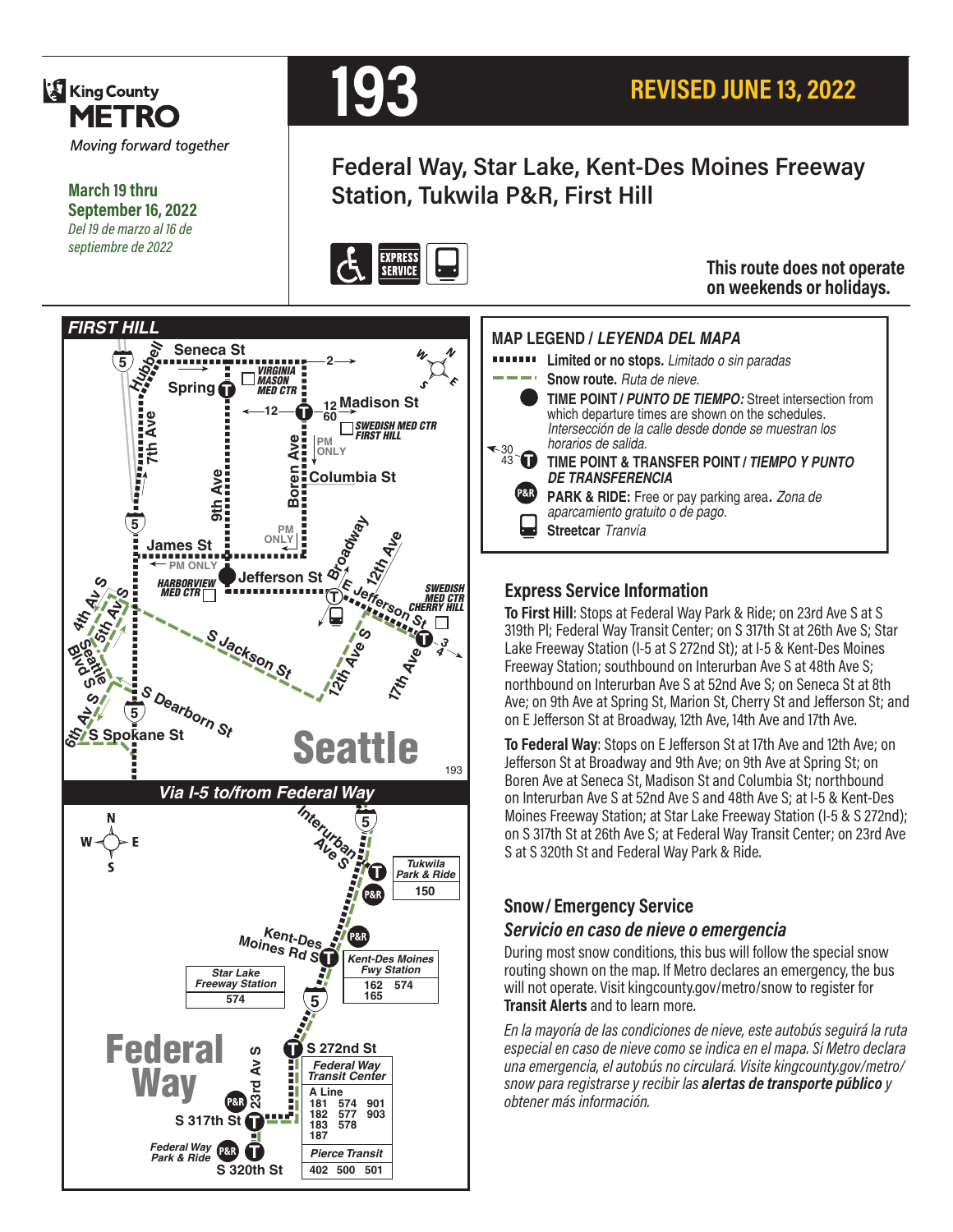King County METRO

Moving forward together

**March 19 thru September 16, 2022**

*Del 19 de marzo al 16 de septiembre de 2022*

# 193

**REVISED JUNE 13, 2022**

## Federal Way, Star Lake, Kent-Des Moines Freeway Station, Tukwila P&R, First Hill

EXPRESS SERVICE

**This route does not operate on weekends or holidays.**

### MAP LEGEND / *LEYENDA DEL MAPA*

- **Limited or no stops.** *Limitado o sin paradas*
- **Snow route.** *Ruta de nieve.*
- **TIME POINT /** ***PUNTO DE TIEMPO:*** Street intersection from which departure times are shown on the schedules. *Intersección de la calle desde donde se muestran los horarios de salida.*
- **TIME POINT & TRANSFER POINT /** ***TIEMPO Y PUNTO DE TRANSFERENCIA***
- **PARK & RIDE:** Free or pay parking area. *Zona de aparcamiento gratuito o de pago.*
- **Streetcar** *Tranvía*

## Express Service Information

**To First Hill**: Stops at Federal Way Park & Ride; on 23rd Ave S at S 319th Pl; Federal Way Transit Center; on S 317th St at 26th Ave S; Star Lake Freeway Station (I-5 at S 272nd St); at I-5 & Kent-Des Moines Freeway Station; southbound on Interurban Ave S at 48th Ave S; northbound on Interurban Ave S at 52nd Ave S; on Seneca St at 8th Ave; on 9th Ave at Spring St, Marion St, Cherry St and Jefferson St; and on E Jefferson St at Broadway, 12th Ave, 14th Ave and 17th Ave.

**To Federal Way**: Stops on E Jefferson St at 17th Ave and 12th Ave; on Jefferson St at Broadway and 9th Ave; on 9th Ave at Spring St; on Boren Ave at Seneca St, Madison St and Columbia St; northbound on Interurban Ave S at 52nd Ave S and 48th Ave S; at I-5 & Kent-Des Moines Freeway Station; at Star Lake Freeway Station (I-5 & S 272nd); on S 317th St at 26th Ave S; at Federal Way Transit Center; on 23rd Ave S at S 320th St and Federal Way Park & Ride.

## Snow/ Emergency Service

### *Servicio en caso de nieve o emergencia*

During most snow conditions, this bus will follow the special snow routing shown on the map. If Metro declares an emergency, the bus will not operate. Visit kingcounty.gov/metro/snow to register for **Transit Alerts** and to learn more.

*En la mayoría de las condiciones de nieve, este autobús seguirá la ruta especial en caso de nieve como se indica en el mapa. Si Metro declara una emergencia, el autobús no circulará. Visite kingcounty.gov/metro/snow para registrarse y recibir las* ***alertas de transporte público*** *y obtener más información.*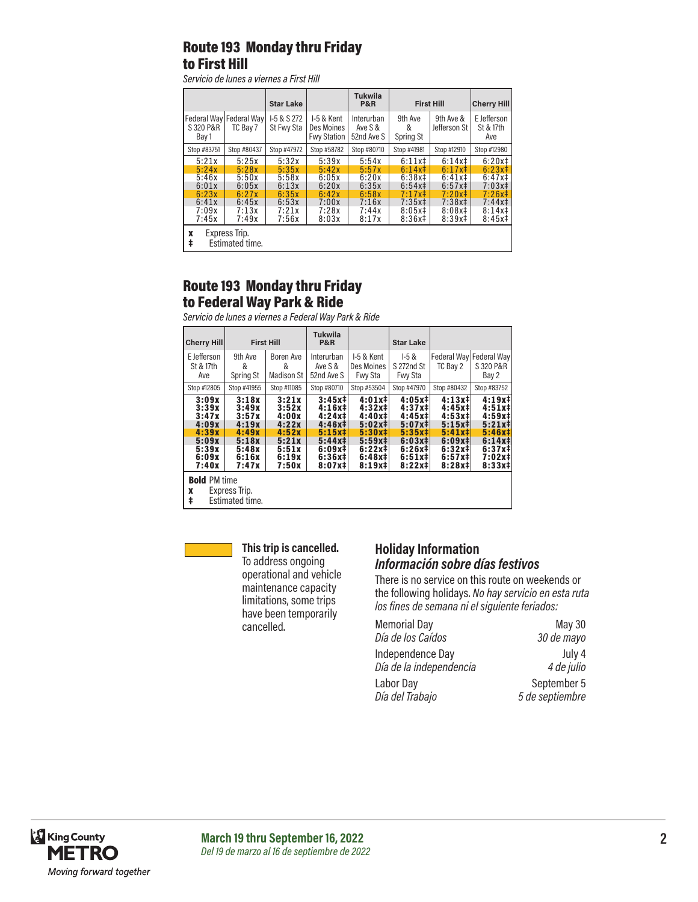## Route 193 Monday thru Friday to First Hill

*Servicio de lunes a viernes a First Hill*

| | | Star Lake | | Tukwila P&R | First Hill | | Cherry Hill |
|---|---|---|---|---|---|---|---|
| Federal Way S 320 P&R Bay 1 | Federal Way TC Bay 7 | I-5 & S 272 St Fwy Sta | I-5 & Kent Des Moines Fwy Station | Interurban Ave S & 52nd Ave S | 9th Ave & Spring St | 9th Ave & Jefferson St | E Jefferson St & 17th Ave |
| Stop #83751 | Stop #80437 | Stop #47972 | Stop #58782 | Stop #80710 | Stop #41981 | Stop #12910 | Stop #12980 |
| 5:21x | 5:25x | 5:32x | 5:39x | 5:54x | 6:11x‡ | 6:14x‡ | 6:20x‡ |
| 5:24x | 5:28x | 5:35x | 5:42x | 5:57x | 6:14x‡ | 6:17x‡ | 6:23x‡ |
| 5:46x | 5:50x | 5:58x | 6:05x | 6:20x | 6:38x‡ | 6:41x‡ | 6:47x‡ |
| 6:01x | 6:05x | 6:13x | 6:20x | 6:35x | 6:54x‡ | 6:57x‡ | 7:03x‡ |
| 6:23x | 6:27x | 6:35x | 6:42x | 6:58x | 7:17x‡ | 7:20x‡ | 7:26x‡ |
| 6:41x | 6:45x | 6:53x | 7:00x | 7:16x | 7:35x‡ | 7:38x‡ | 7:44x‡ |
| 7:09x | 7:13x | 7:21x | 7:28x | 7:44x | 8:05x‡ | 8:08x‡ | 8:14x‡ |
| 7:45x | 7:49x | 7:56x | 8:03x | 8:17x | 8:36x‡ | 8:39x‡ | 8:45x‡ |

**x** Express Trip.
**‡** Estimated time.

## Route 193 Monday thru Friday to Federal Way Park & Ride

*Servicio de lunes a viernes a Federal Way Park & Ride*

| Cherry Hill | First Hill | | Tukwila P&R | | Star Lake | | |
|---|---|---|---|---|---|---|---|
| E Jefferson St & 17th Ave | 9th Ave & Spring St | Boren Ave & Madison St | Interurban Ave S & 52nd Ave S | I-5 & Kent Des Moines Fwy Sta | I-5 & S 272nd St Fwy Sta | Federal Way TC Bay 2 | Federal Way S 320 P&R Bay 2 |
| Stop #12805 | Stop #41955 | Stop #11085 | Stop #80710 | Stop #53504 | Stop #47970 | Stop #80432 | Stop #83752 |
| **3:09x** | **3:18x** | **3:21x** | **3:45x‡** | **4:01x‡** | **4:05x‡** | **4:13x‡** | **4:19x‡** |
| **3:39x** | **3:49x** | **3:52x** | **4:16x‡** | **4:32x‡** | **4:37x‡** | **4:45x‡** | **4:51x‡** |
| **3:47x** | **3:57x** | **4:00x** | **4:24x‡** | **4:40x‡** | **4:45x‡** | **4:53x‡** | **4:59x‡** |
| **4:09x** | **4:19x** | **4:22x** | **4:46x‡** | **5:02x‡** | **5:07x‡** | **5:15x‡** | **5:21x‡** |
| **4:39x** | **4:49x** | **4:52x** | **5:15x‡** | **5:30x‡** | **5:35x‡** | **5:41x‡** | **5:46x‡** |
| **5:09x** | **5:18x** | **5:21x** | **5:44x‡** | **5:59x‡** | **6:03x‡** | **6:09x‡** | **6:14x‡** |
| **5:39x** | **5:48x** | **5:51x** | **6:09x‡** | **6:22x‡** | **6:26x‡** | **6:32x‡** | **6:37x‡** |
| **6:09x** | **6:16x** | **6:19x** | **6:36x‡** | **6:48x‡** | **6:51x‡** | **6:57x‡** | **7:02x‡** |
| **7:40x** | **7:47x** | **7:50x** | **8:07x‡** | **8:19x‡** | **8:22x‡** | **8:28x‡** | **8:33x‡** |

**Bold** PM time
**x** Express Trip.
**‡** Estimated time.

**This trip is cancelled.** To address ongoing operational and vehicle maintenance capacity limitations, some trips have been temporarily cancelled.

## Holiday Information
## *Información sobre días festivos*

There is no service on this route on weekends or the following holidays. *No hay servicio en esta ruta los fines de semana ni el siguiente feriados:*

| | |
|---|---|
| Memorial Day<br>*Día de los Caídos* | May 30<br>*30 de mayo* |
| Independence Day<br>*Día de la independencia* | July 4<br>*4 de julio* |
| Labor Day<br>*Día del Trabajo* | September 5<br>*5 de septiembre* |

King County METRO
*Moving forward together*

**March 19 thru September 16, 2022**
*Del 19 de marzo al 16 de septiembre de 2022*